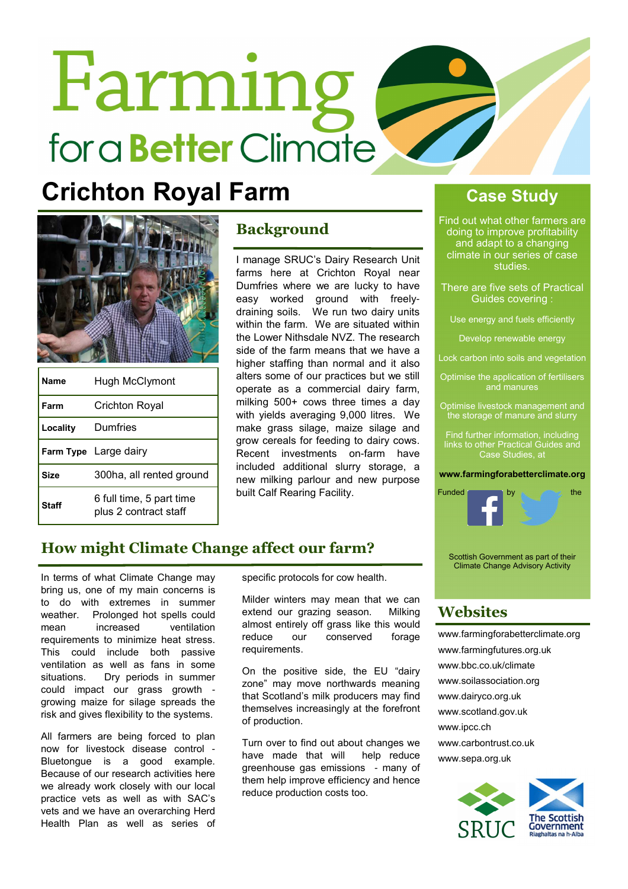# Farming for a Better Climate

# Crichton Royal Farm

| Name | Hugh McClymont |
|---|---|
| Farm | Crichton Royal |
| Locality | Dumfries |
| Farm Type | Large dairy |
| Size | 300ha, all rented ground |
| Staff | 6 full time, 5 part time plus 2 contract staff |

## Background

I manage SRUC's Dairy Research Unit farms here at Crichton Royal near Dumfries where we are lucky to have easy worked ground with freely-draining soils. We run two dairy units within the farm. We are situated within the Lower Nithsdale NVZ. The research side of the farm means that we have a higher staffing than normal and it also alters some of our practices but we still operate as a commercial dairy farm, milking 500+ cows three times a day with yields averaging 9,000 litres. We make grass silage, maize silage and grow cereals for feeding to dairy cows. Recent investments on-farm have included additional slurry storage, a new milking parlour and new purpose built Calf Rearing Facility.

## How might Climate Change affect our farm?

In terms of what Climate Change may bring us, one of my main concerns is to do with extremes in summer weather. Prolonged hot spells could mean increased ventilation requirements to minimize heat stress. This could include both passive ventilation as well as fans in some situations. Dry periods in summer could impact our grass growth - growing maize for silage spreads the risk and gives flexibility to the systems.

All farmers are being forced to plan now for livestock disease control - Bluetongue is a good example. Because of our research activities here we already work closely with our local practice vets as well as with SAC's vets and we have an overarching Herd Health Plan as well as series of specific protocols for cow health.

Milder winters may mean that we can extend our grazing season. Milking almost entirely off grass like this would reduce our conserved forage requirements.

On the positive side, the EU "dairy zone" may move northwards meaning that Scotland's milk producers may find themselves increasingly at the forefront of production.

Turn over to find out about changes we have made that will help reduce greenhouse gas emissions - many of them help improve efficiency and hence reduce production costs too.

## Case Study

Find out what other farmers are doing to improve profitability and adapt to a changing climate in our series of case studies.

There are five sets of Practical Guides covering :

- Use energy and fuels efficiently
- Develop renewable energy
- Lock carbon into soils and vegetation
- Optimise the application of fertilisers and manures
- Optimise livestock management and the storage of manure and slurry

Find further information, including links to other Practical Guides and Case Studies, at

**www.farmingforabetterclimate.org**

Funded by the Scottish Government as part of their Climate Change Advisory Activity

## Websites

- www.farmingforabetterclimate.org
- www.farmingfutures.org.uk
- www.bbc.co.uk/climate
- www.soilassociation.org
- www.dairyco.org.uk
- www.scotland.gov.uk
- www.ipcc.ch
- www.carbontrust.co.uk
- www.sepa.org.uk

SRUC

The Scottish Government
Riaghaltas na h-Alba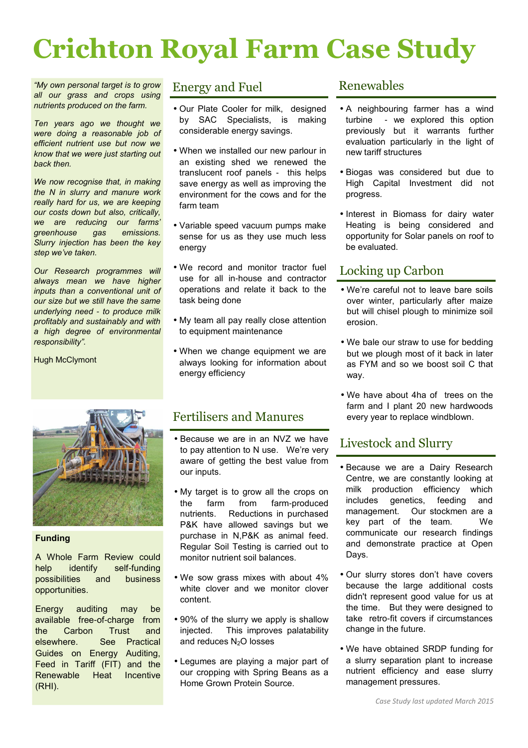# Crichton Royal Farm Case Study

*"My own personal target is to grow all our grass and crops using nutrients produced on the farm.*

*Ten years ago we thought we were doing a reasonable job of efficient nutrient use but now we know that we were just starting out back then.*

*We now recognise that, in making the N in slurry and manure work really hard for us, we are keeping our costs down but also, critically, we are reducing our farms' greenhouse gas emissions. Slurry injection has been the key step we've taken.*

*Our Research programmes will always mean we have higher inputs than a conventional unit of our size but we still have the same underlying need - to produce milk profitably and sustainably and with a high degree of environmental responsibility".*

Hugh McClymont

**Funding**

A Whole Farm Review could help identify self-funding possibilities and business opportunities.

Energy auditing may be available free-of-charge from the Carbon Trust and elsewhere. See Practical Guides on Energy Auditing, Feed in Tariff (FIT) and the Renewable Heat Incentive (RHI).

## Energy and Fuel

- Our Plate Cooler for milk, designed by SAC Specialists, is making considerable energy savings.
- When we installed our new parlour in an existing shed we renewed the translucent roof panels - this helps save energy as well as improving the environment for the cows and for the farm team
- Variable speed vacuum pumps make sense for us as they use much less energy
- We record and monitor tractor fuel use for all in-house and contractor operations and relate it back to the task being done
- My team all pay really close attention to equipment maintenance
- When we change equipment we are always looking for information about energy efficiency

## Fertilisers and Manures

- Because we are in an NVZ we have to pay attention to N use. We're very aware of getting the best value from our inputs.
- My target is to grow all the crops on the farm from farm-produced nutrients. Reductions in purchased P&K have allowed savings but we purchase in N,P&K as animal feed. Regular Soil Testing is carried out to monitor nutrient soil balances.
- We sow grass mixes with about 4% white clover and we monitor clover content.
- 90% of the slurry we apply is shallow injected. This improves palatability and reduces $N_2O$ losses
- Legumes are playing a major part of our cropping with Spring Beans as a Home Grown Protein Source.

## Renewables

- A neighbouring farmer has a wind turbine - we explored this option previously but it warrants further evaluation particularly in the light of new tariff structures
- Biogas was considered but due to High Capital Investment did not progress.
- Interest in Biomass for dairy water Heating is being considered and opportunity for Solar panels on roof to be evaluated.

## Locking up Carbon

- We're careful not to leave bare soils over winter, particularly after maize but will chisel plough to minimize soil erosion.
- We bale our straw to use for bedding but we plough most of it back in later as FYM and so we boost soil C that way.
- We have about 4ha of trees on the farm and I plant 20 new hardwoods every year to replace windblown.

## Livestock and Slurry

- Because we are a Dairy Research Centre, we are constantly looking at milk production efficiency which includes genetics, feeding and management. Our stockmen are a key part of the team. We communicate our research findings and demonstrate practice at Open Days.
- Our slurry stores don't have covers because the large additional costs didn't represent good value for us at the time. But they were designed to take retro-fit covers if circumstances change in the future.
- We have obtained SRDP funding for a slurry separation plant to increase nutrient efficiency and ease slurry management pressures.

*Case Study last updated March 2015*